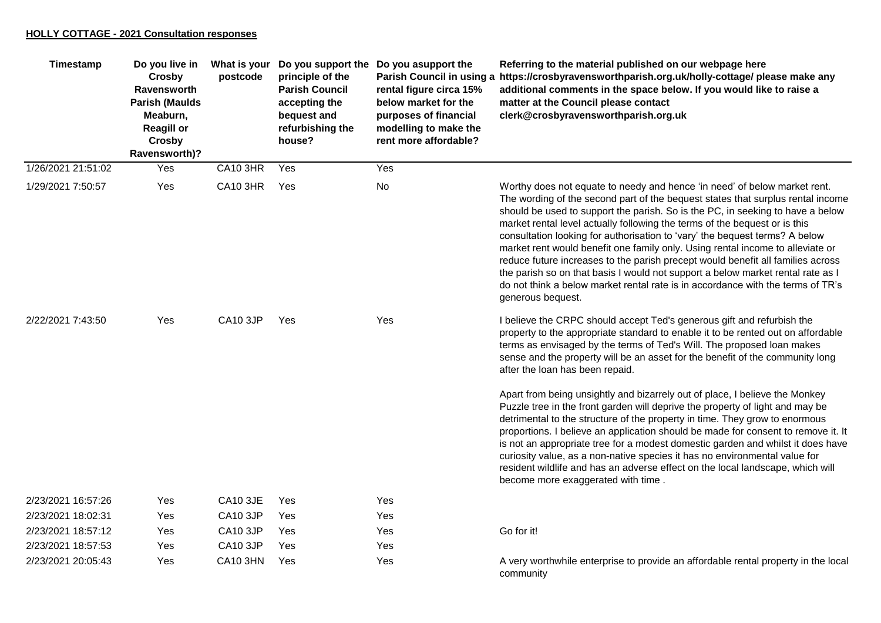**HOLLY COTTAGE - 2021 Consultation responses**

| Timestamp | Do you live in Crosby Ravensworth Parish (Maulds Meaburn, Reagill or Crosby Ravensworth)? | What is your postcode | Do you support the principle of the Parish Council accepting the bequest and refurbishing the house? | Do you asupport the Parish Council in using a rental figure circa 15% below market for the purposes of financial modelling to make the rent more affordable? | Referring to the material published on our webpage here https://crosbyravensworthparish.org.uk/holly-cottage/ please make any additional comments in the space below. If you would like to raise a matter at the Council please contact clerk@crosbyravensworthparish.org.uk |
|---|---|---|---|---|---|
| 1/26/2021 21:51:02 | Yes | CA10 3HR | Yes | Yes | |
| 1/29/2021 7:50:57 | Yes | CA10 3HR | Yes | No | Worthy does not equate to needy and hence 'in need' of below market rent. The wording of the second part of the bequest states that surplus rental income should be used to support the parish. So is the PC, in seeking to have a below market rental level actually following the terms of the bequest or is this consultation looking for authorisation to 'vary' the bequest terms? A below market rent would benefit one family only. Using rental income to alleviate or reduce future increases to the parish precept would benefit all families across the parish so on that basis I would not support a below market rental rate as I do not think a below market rental rate is in accordance with the terms of TR's generous bequest. |
| 2/22/2021 7:43:50 | Yes | CA10 3JP | Yes | Yes | I believe the CRPC should accept Ted's generous gift and refurbish the property to the appropriate standard to enable it to be rented out on affordable terms as envisaged by the terms of Ted's Will. The proposed loan makes sense and the property will be an asset for the benefit of the community long after the loan has been repaid.<br><br>Apart from being unsightly and bizarrely out of place, I believe the Monkey Puzzle tree in the front garden will deprive the property of light and may be detrimental to the structure of the property in time. They grow to enormous proportions. I believe an application should be made for consent to remove it. It is not an appropriate tree for a modest domestic garden and whilst it does have curiosity value, as a non-native species it has no environmental value for resident wildlife and has an adverse effect on the local landscape, which will become more exaggerated with time . |
| 2/23/2021 16:57:26 | Yes | CA10 3JE | Yes | Yes | |
| 2/23/2021 18:02:31 | Yes | CA10 3JP | Yes | Yes | |
| 2/23/2021 18:57:12 | Yes | CA10 3JP | Yes | Yes | Go for it! |
| 2/23/2021 18:57:53 | Yes | CA10 3JP | Yes | Yes | |
| 2/23/2021 20:05:43 | Yes | CA10 3HN | Yes | Yes | A very worthwhile enterprise to provide an affordable rental property in the local community |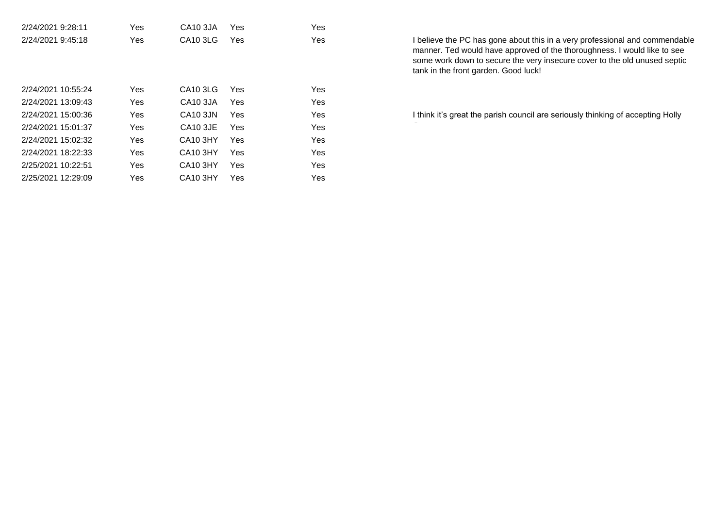| | | | | | |
|---|---|---|---|---|---|
| 2/24/2021 9:28:11 | Yes | CA10 3JA | Yes | Yes | |
| 2/24/2021 9:45:18 | Yes | CA10 3LG | Yes | Yes | I believe the PC has gone about this in a very professional and commendable manner. Ted would have approved of the thoroughness. I would like to see some work down to secure the very insecure cover to the old unused septic tank in the front garden. Good luck! |
| 2/24/2021 10:55:24 | Yes | CA10 3LG | Yes | Yes | |
| 2/24/2021 13:09:43 | Yes | CA10 3JA | Yes | Yes | |
| 2/24/2021 15:00:36 | Yes | CA10 3JN | Yes | Yes | I think it's great the parish council are seriously thinking of accepting Holly |
| 2/24/2021 15:01:37 | Yes | CA10 3JE | Yes | Yes | |
| 2/24/2021 15:02:32 | Yes | CA10 3HY | Yes | Yes | |
| 2/24/2021 18:22:33 | Yes | CA10 3HY | Yes | Yes | |
| 2/25/2021 10:22:51 | Yes | CA10 3HY | Yes | Yes | |
| 2/25/2021 12:29:09 | Yes | CA10 3HY | Yes | Yes | |